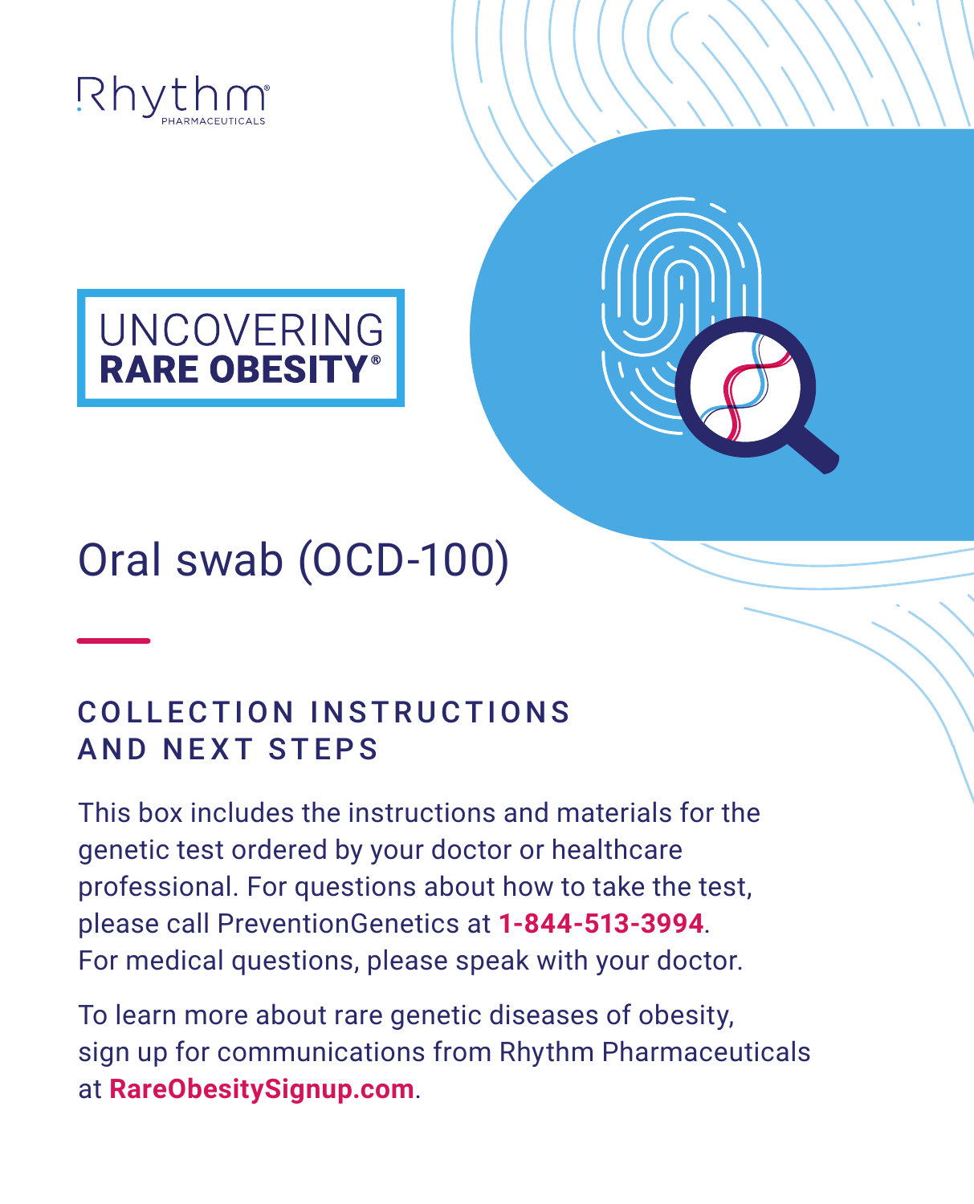Rhythm PHARMACEUTICALS

UNCOVERING **RARE OBESITY**®

# Oral swab (OCD-100)

## COLLECTION INSTRUCTIONS AND NEXT STEPS

This box includes the instructions and materials for the genetic test ordered by your doctor or healthcare professional. For questions about how to take the test, please call PreventionGenetics at **1-844-513-3994**. For medical questions, please speak with your doctor.

To learn more about rare genetic diseases of obesity, sign up for communications from Rhythm Pharmaceuticals at **RareObesitySignup.com**.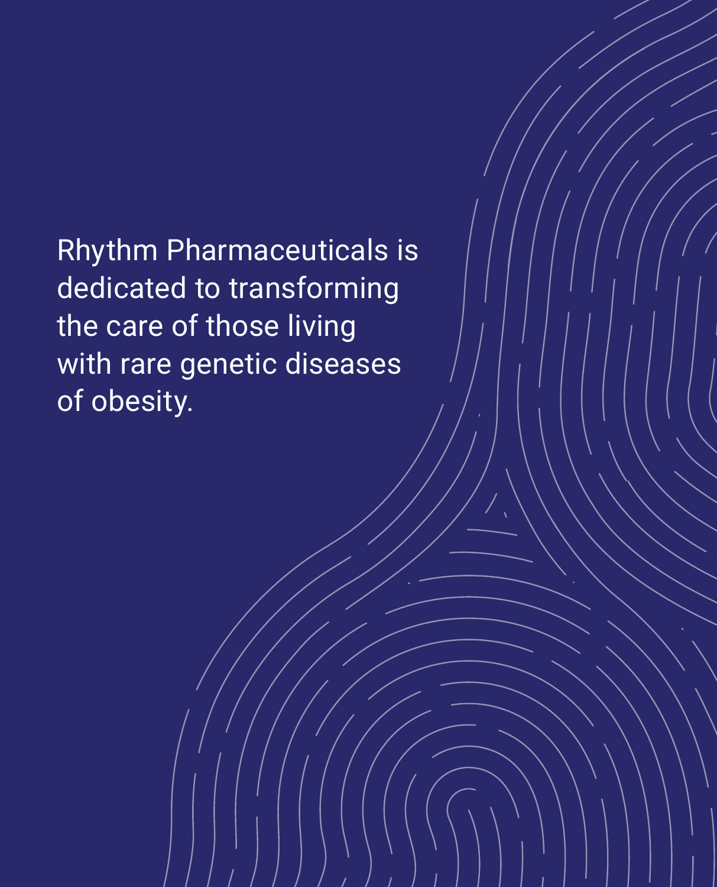Rhythm Pharmaceuticals is dedicated to transforming the care of those living with rare genetic diseases of obesity.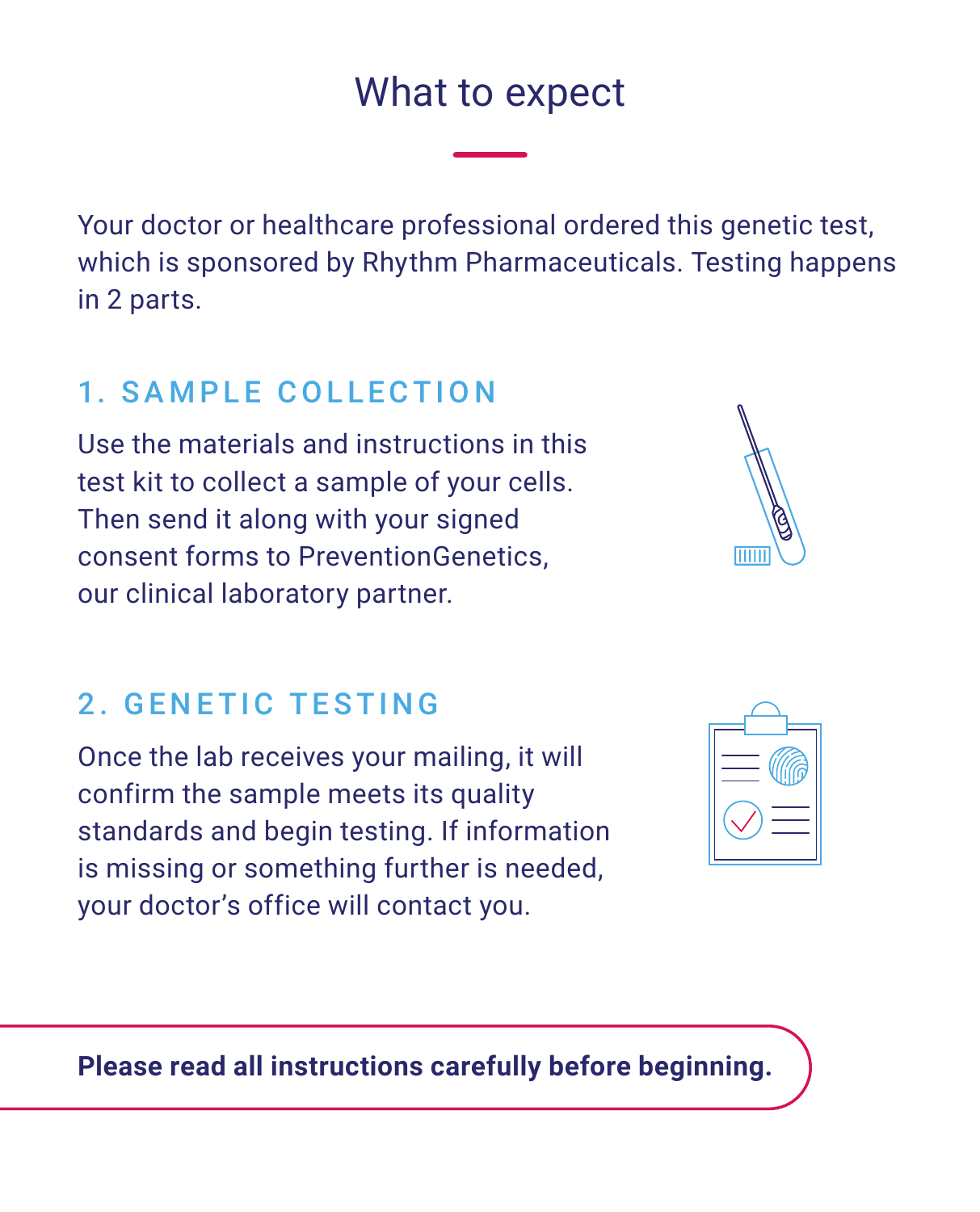# What to expect

Your doctor or healthcare professional ordered this genetic test, which is sponsored by Rhythm Pharmaceuticals. Testing happens in 2 parts.

## 1. SAMPLE COLLECTION

Use the materials and instructions in this test kit to collect a sample of your cells. Then send it along with your signed consent forms to PreventionGenetics, our clinical laboratory partner.

## 2. GENETIC TESTING

Once the lab receives your mailing, it will confirm the sample meets its quality standards and begin testing. If information is missing or something further is needed, your doctor's office will contact you.

**Please read all instructions carefully before beginning.**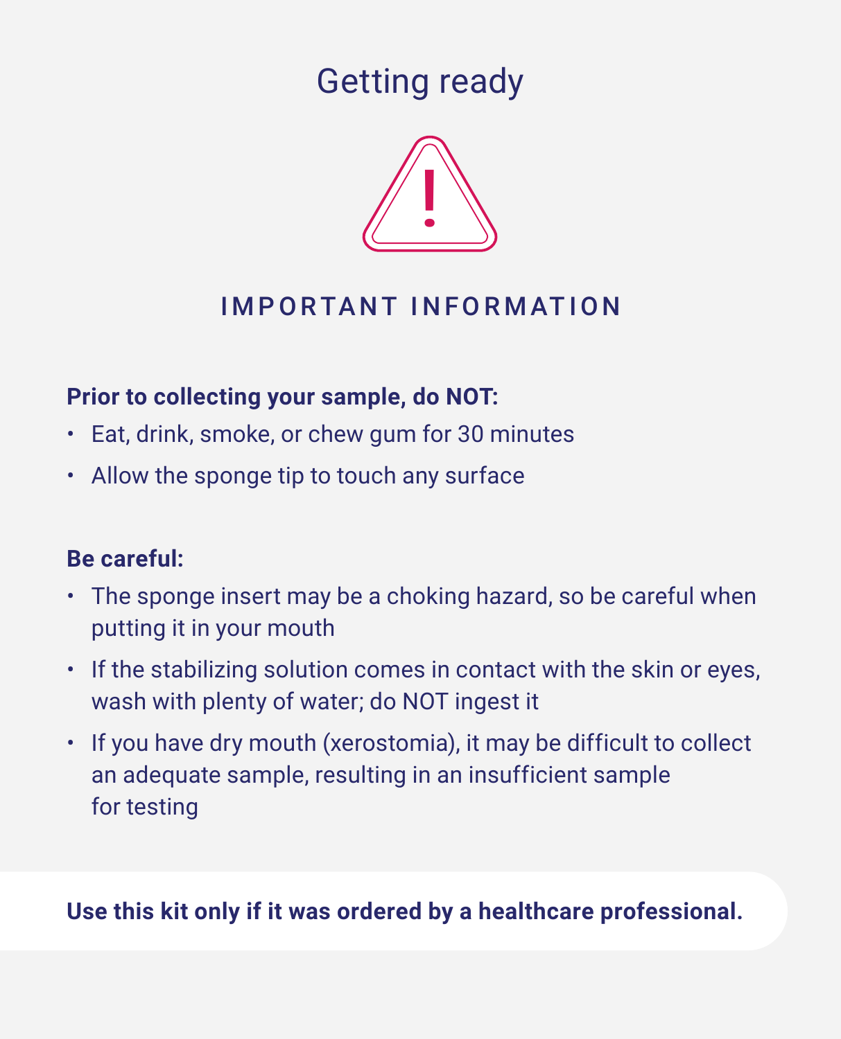# Getting ready

## IMPORTANT INFORMATION

**Prior to collecting your sample, do NOT:**

- Eat, drink, smoke, or chew gum for 30 minutes
- Allow the sponge tip to touch any surface

**Be careful:**

- The sponge insert may be a choking hazard, so be careful when putting it in your mouth
- If the stabilizing solution comes in contact with the skin or eyes, wash with plenty of water; do NOT ingest it
- If you have dry mouth (xerostomia), it may be difficult to collect an adequate sample, resulting in an insufficient sample for testing

**Use this kit only if it was ordered by a healthcare professional.**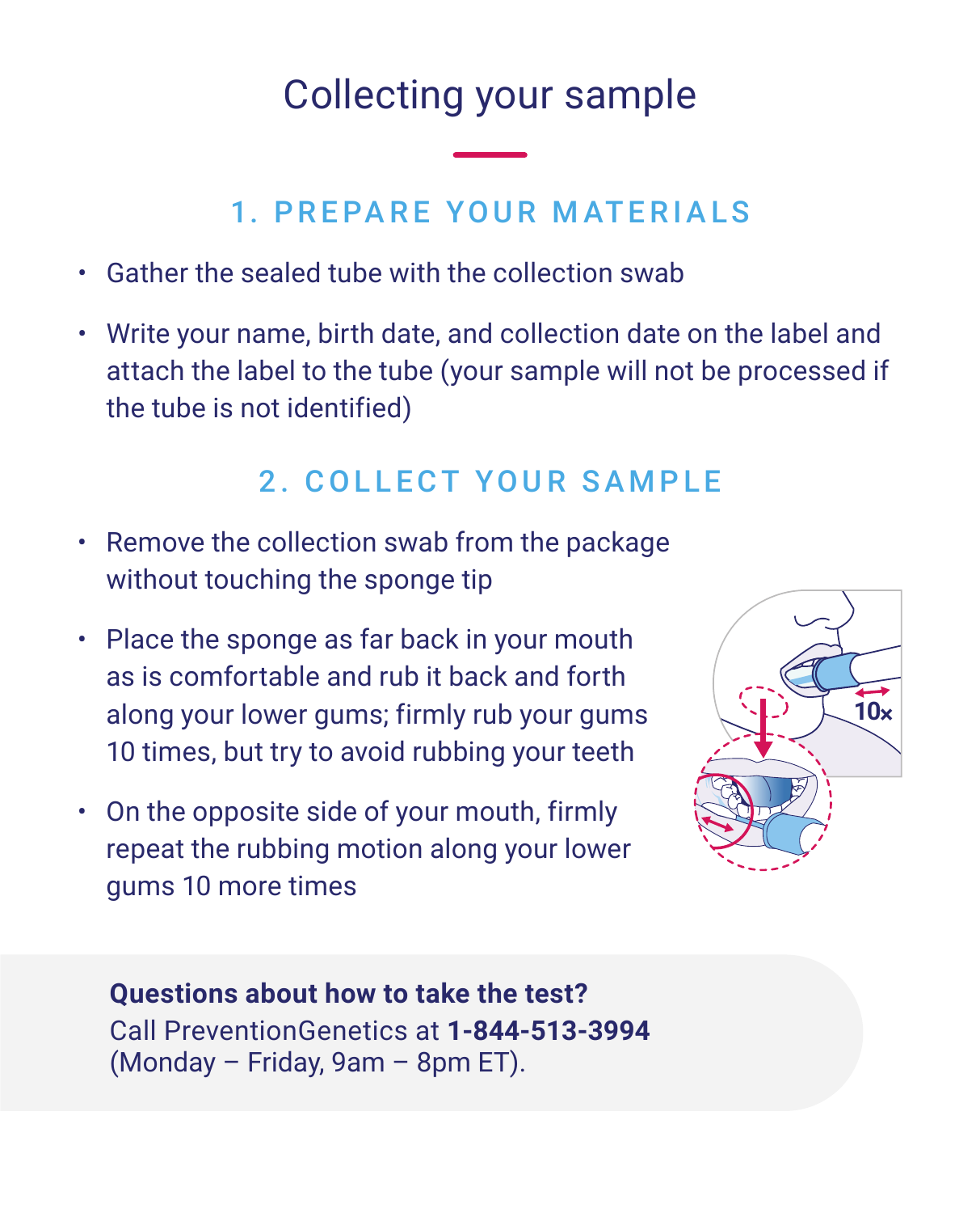# Collecting your sample

## 1. PREPARE YOUR MATERIALS

- Gather the sealed tube with the collection swab
- Write your name, birth date, and collection date on the label and attach the label to the tube (your sample will not be processed if the tube is not identified)

## 2. COLLECT YOUR SAMPLE

- Remove the collection swab from the package without touching the sponge tip
- Place the sponge as far back in your mouth as is comfortable and rub it back and forth along your lower gums; firmly rub your gums 10 times, but try to avoid rubbing your teeth
- On the opposite side of your mouth, firmly repeat the rubbing motion along your lower gums 10 more times

**Questions about how to take the test?**
Call PreventionGenetics at **1-844-513-3994**
(Monday – Friday, 9am – 8pm ET).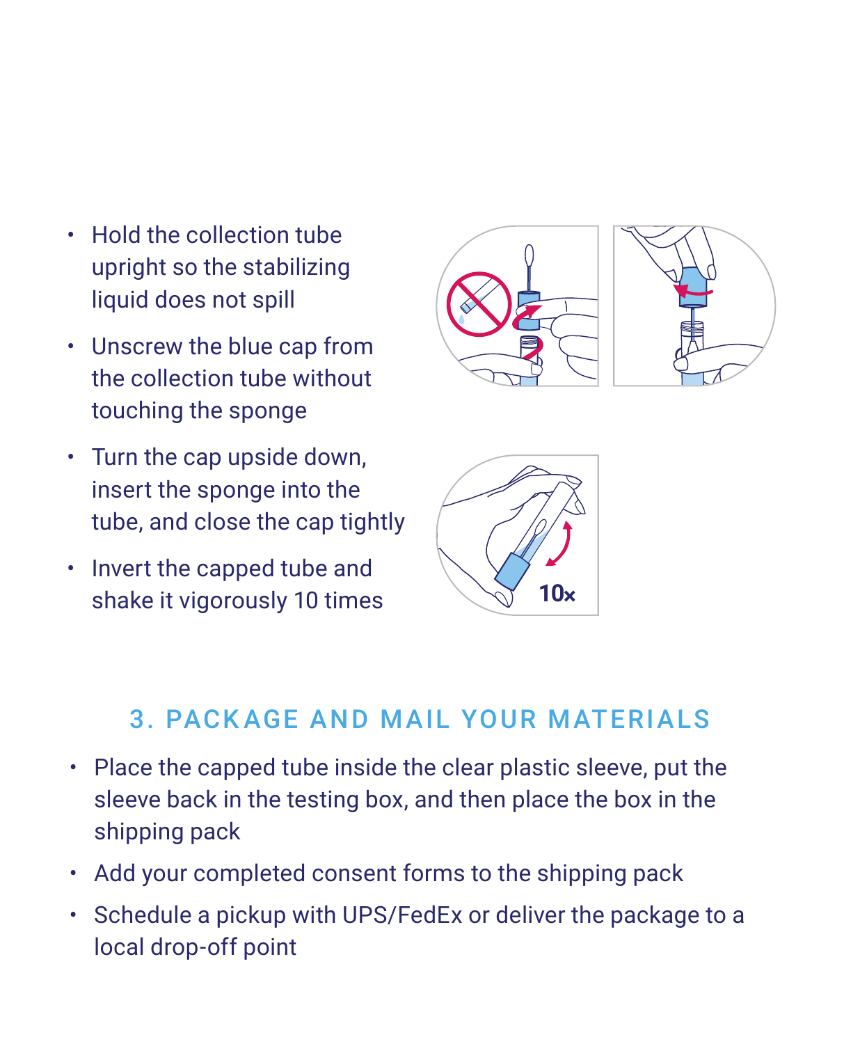- Hold the collection tube upright so the stabilizing liquid does not spill
- Unscrew the blue cap from the collection tube without touching the sponge
- Turn the cap upside down, insert the sponge into the tube, and close the cap tightly
- Invert the capped tube and shake it vigorously 10 times

## 3. PACKAGE AND MAIL YOUR MATERIALS

- Place the capped tube inside the clear plastic sleeve, put the sleeve back in the testing box, and then place the box in the shipping pack
- Add your completed consent forms to the shipping pack
- Schedule a pickup with UPS/FedEx or deliver the package to a local drop-off point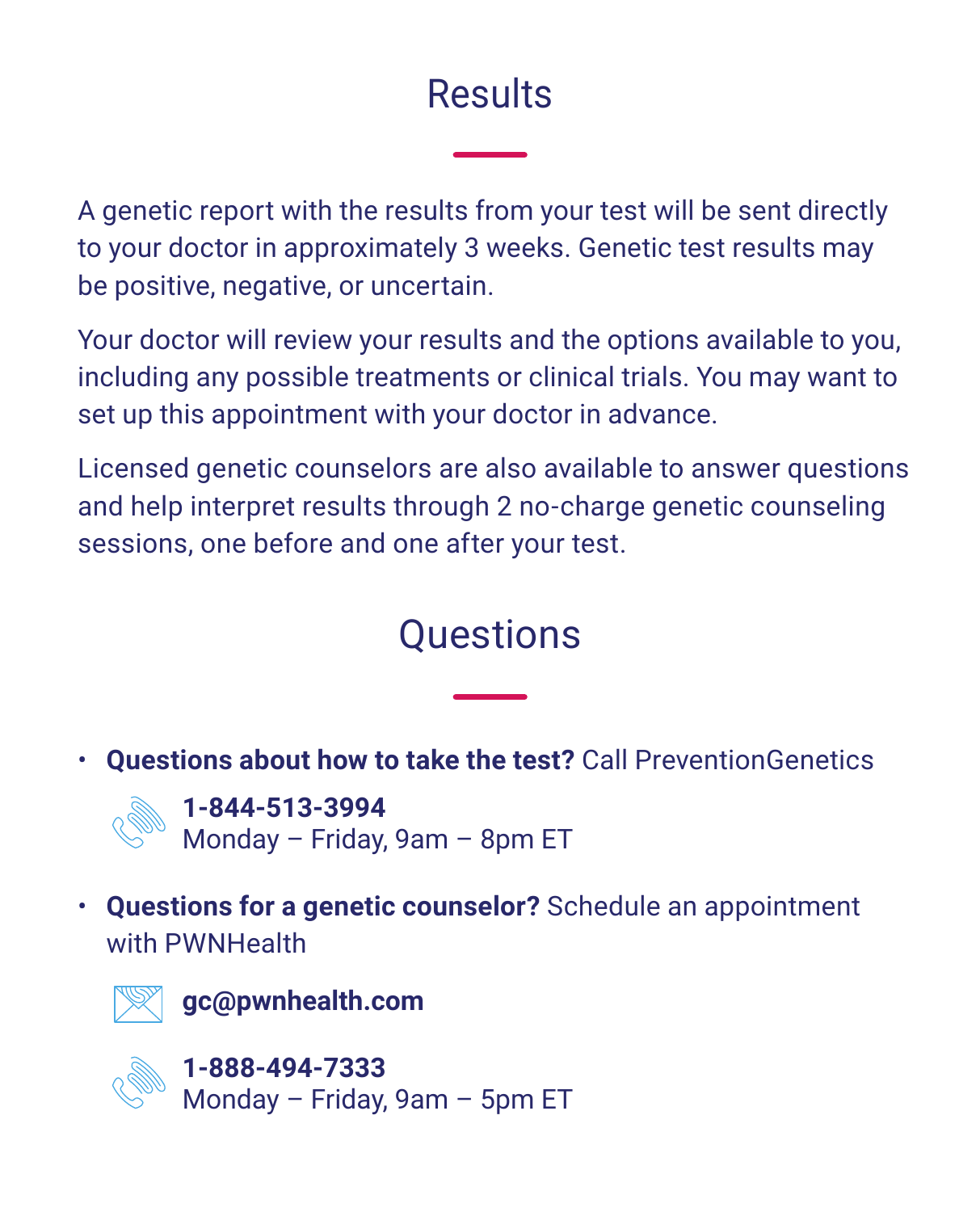# Results

A genetic report with the results from your test will be sent directly to your doctor in approximately 3 weeks. Genetic test results may be positive, negative, or uncertain.

Your doctor will review your results and the options available to you, including any possible treatments or clinical trials. You may want to set up this appointment with your doctor in advance.

Licensed genetic counselors are also available to answer questions and help interpret results through 2 no-charge genetic counseling sessions, one before and one after your test.

# Questions

- **Questions about how to take the test?** Call PreventionGenetics

  **1-844-513-3994**
  Monday – Friday, 9am – 8pm ET

- **Questions for a genetic counselor?** Schedule an appointment with PWNHealth

  **gc@pwnhealth.com**

  **1-888-494-7333**
  Monday – Friday, 9am – 5pm ET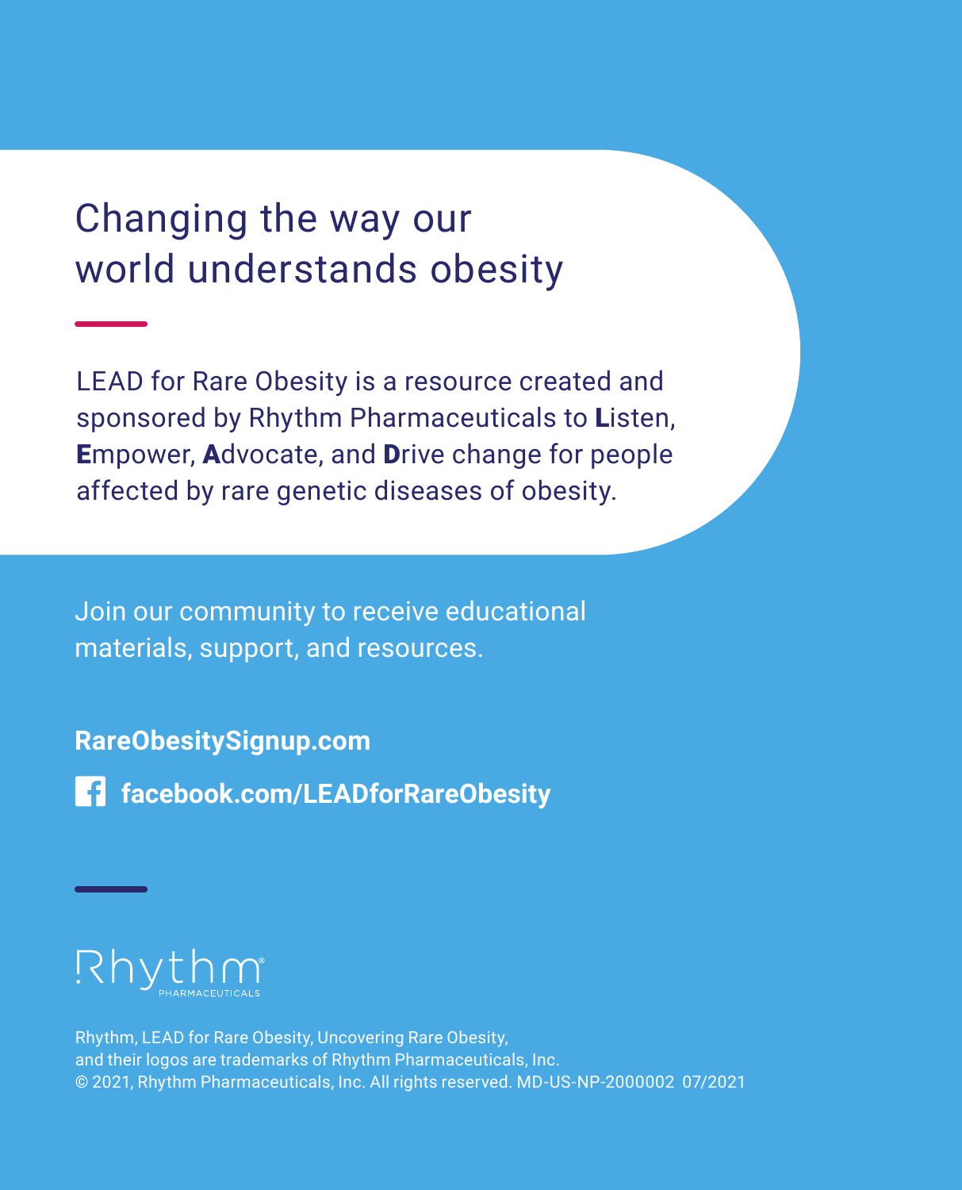# Changing the way our world understands obesity

LEAD for Rare Obesity is a resource created and sponsored by Rhythm Pharmaceuticals to **L**isten, **E**mpower, **A**dvocate, and **D**rive change for people affected by rare genetic diseases of obesity.

Join our community to receive educational materials, support, and resources.

**RareObesitySignup.com**

**facebook.com/LEADforRareObesity**

Rhythm PHARMACEUTICALS

Rhythm, LEAD for Rare Obesity, Uncovering Rare Obesity, and their logos are trademarks of Rhythm Pharmaceuticals, Inc.
© 2021, Rhythm Pharmaceuticals, Inc. All rights reserved. MD-US-NP-2000002 07/2021